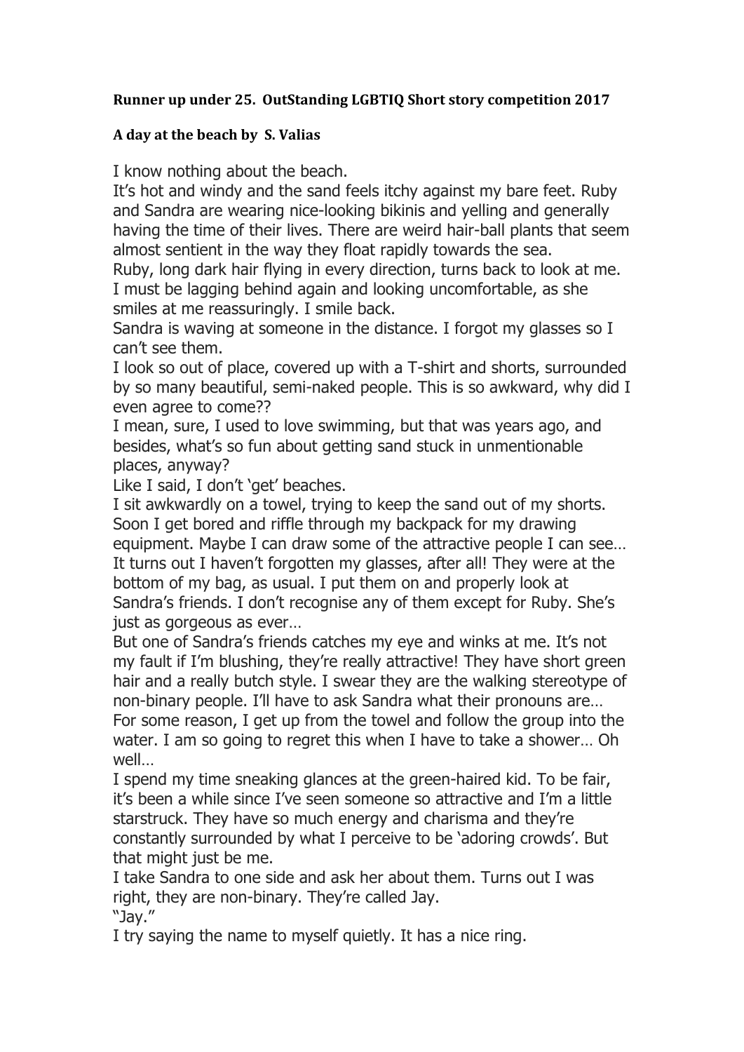**Runner up under 25. OutStanding LGBTIQ Short story competition 2017**

**A day at the beach by S. Valias**

I know nothing about the beach.

It's hot and windy and the sand feels itchy against my bare feet. Ruby and Sandra are wearing nice-looking bikinis and yelling and generally having the time of their lives. There are weird hair-ball plants that seem almost sentient in the way they float rapidly towards the sea.

Ruby, long dark hair flying in every direction, turns back to look at me. I must be lagging behind again and looking uncomfortable, as she smiles at me reassuringly. I smile back.

Sandra is waving at someone in the distance. I forgot my glasses so I can't see them.

I look so out of place, covered up with a T-shirt and shorts, surrounded by so many beautiful, semi-naked people. This is so awkward, why did I even agree to come??

I mean, sure, I used to love swimming, but that was years ago, and besides, what's so fun about getting sand stuck in unmentionable places, anyway?

Like I said, I don't 'get' beaches.

I sit awkwardly on a towel, trying to keep the sand out of my shorts. Soon I get bored and riffle through my backpack for my drawing equipment. Maybe I can draw some of the attractive people I can see…

It turns out I haven't forgotten my glasses, after all! They were at the bottom of my bag, as usual. I put them on and properly look at Sandra's friends. I don't recognise any of them except for Ruby. She's just as gorgeous as ever…

But one of Sandra's friends catches my eye and winks at me. It's not my fault if I'm blushing, they're really attractive! They have short green hair and a really butch style. I swear they are the walking stereotype of non-binary people. I'll have to ask Sandra what their pronouns are…

For some reason, I get up from the towel and follow the group into the water. I am so going to regret this when I have to take a shower… Oh well…

I spend my time sneaking glances at the green-haired kid. To be fair, it's been a while since I've seen someone so attractive and I'm a little starstruck. They have so much energy and charisma and they're constantly surrounded by what I perceive to be 'adoring crowds'. But that might just be me.

I take Sandra to one side and ask her about them. Turns out I was right, they are non-binary. They're called Jay.

"Jay."

I try saying the name to myself quietly. It has a nice ring.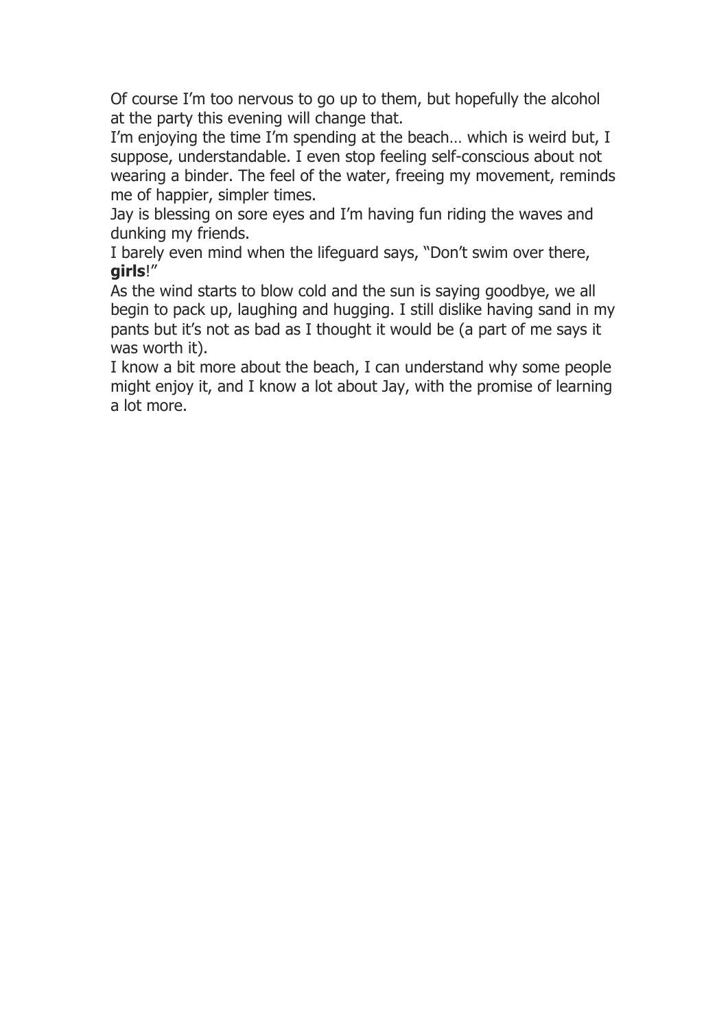Of course I'm too nervous to go up to them, but hopefully the alcohol at the party this evening will change that.

I'm enjoying the time I'm spending at the beach… which is weird but, I suppose, understandable. I even stop feeling self-conscious about not wearing a binder. The feel of the water, freeing my movement, reminds me of happier, simpler times.

Jay is blessing on sore eyes and I'm having fun riding the waves and dunking my friends.

I barely even mind when the lifeguard says, "Don't swim over there, **girls**!"

As the wind starts to blow cold and the sun is saying goodbye, we all begin to pack up, laughing and hugging. I still dislike having sand in my pants but it's not as bad as I thought it would be (a part of me says it was worth it).

I know a bit more about the beach, I can understand why some people might enjoy it, and I know a lot about Jay, with the promise of learning a lot more.